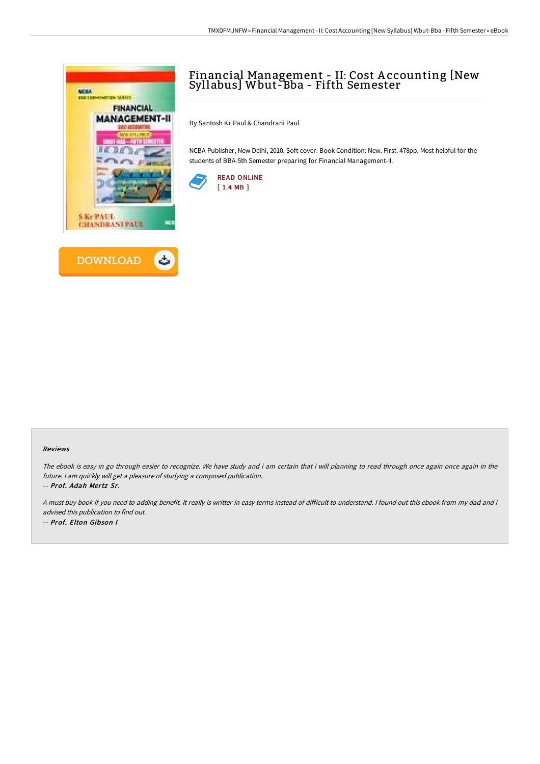# Financial Management - II: Cost Accounting [New Syllabus] Wbut-Bba - Fifth Semester

By Santosh Kr Paul & Chandrani Paul

NCBA Publisher, New Delhi, 2010. Soft cover. Book Condition: New. First. 478pp. Most helpful for the students of BBA-5th Semester preparing for Financial Management-II.

READ ONLINE
[ 1.4 MB ]

DOWNLOAD

### Reviews

*The ebook is easy in go through easier to recognize. We have study and i am certain that i will planning to read through once again once again in the future. I am quickly will get a pleasure of studying a composed publication.*

*-- Prof. Adah Mertz Sr.*

*A must buy book if you need to adding benefit. It really is writter in easy terms instead of difficult to understand. I found out this ebook from my dad and i advised this publication to find out.*

*-- Prof. Elton Gibson I*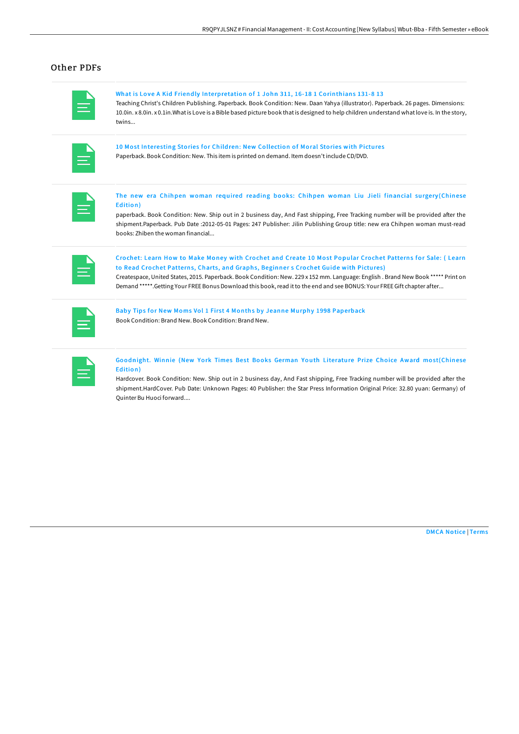## Other PDFs

What is Love A Kid Friendly Interpretation of 1 John 311, 16-18 1 Corinthians 131-8 13

Teaching Christ's Children Publishing. Paperback. Book Condition: New. Daan Yahya (illustrator). Paperback. 26 pages. Dimensions: 10.0in. x 8.0in. x 0.1in.What is Love is a Bible based picture book that is designed to help children understand what love is. In the story, twins...

10 Most Interesting Stories for Children: New Collection of Moral Stories with Pictures

Paperback. Book Condition: New. This item is printed on demand. Item doesn't include CD/DVD.

The new era Chihpen woman required reading books: Chihpen woman Liu Jieli financial surgery(Chinese Edition)

paperback. Book Condition: New. Ship out in 2 business day, And Fast shipping, Free Tracking number will be provided after the shipment.Paperback. Pub Date :2012-05-01 Pages: 247 Publisher: Jilin Publishing Group title: new era Chihpen woman must-read books: Zhiben the woman financial...

Crochet: Learn How to Make Money with Crochet and Create 10 Most Popular Crochet Patterns for Sale: ( Learn to Read Crochet Patterns, Charts, and Graphs, Beginner s Crochet Guide with Pictures)

Createspace, United States, 2015. Paperback. Book Condition: New. 229 x 152 mm. Language: English . Brand New Book ***** Print on Demand *****.Getting Your FREE Bonus Download this book, read it to the end and see BONUS: Your FREE Gift chapter after...

Baby Tips for New Moms Vol 1 First 4 Months by Jeanne Murphy 1998 Paperback

Book Condition: Brand New. Book Condition: Brand New.

Goodnight. Winnie (New York Times Best Books German Youth Literature Prize Choice Award most(Chinese Edition)

Hardcover. Book Condition: New. Ship out in 2 business day, And Fast shipping, Free Tracking number will be provided after the shipment.HardCover. Pub Date: Unknown Pages: 40 Publisher: the Star Press Information Original Price: 32.80 yuan: Germany) of Quinter Bu Huoci forward....